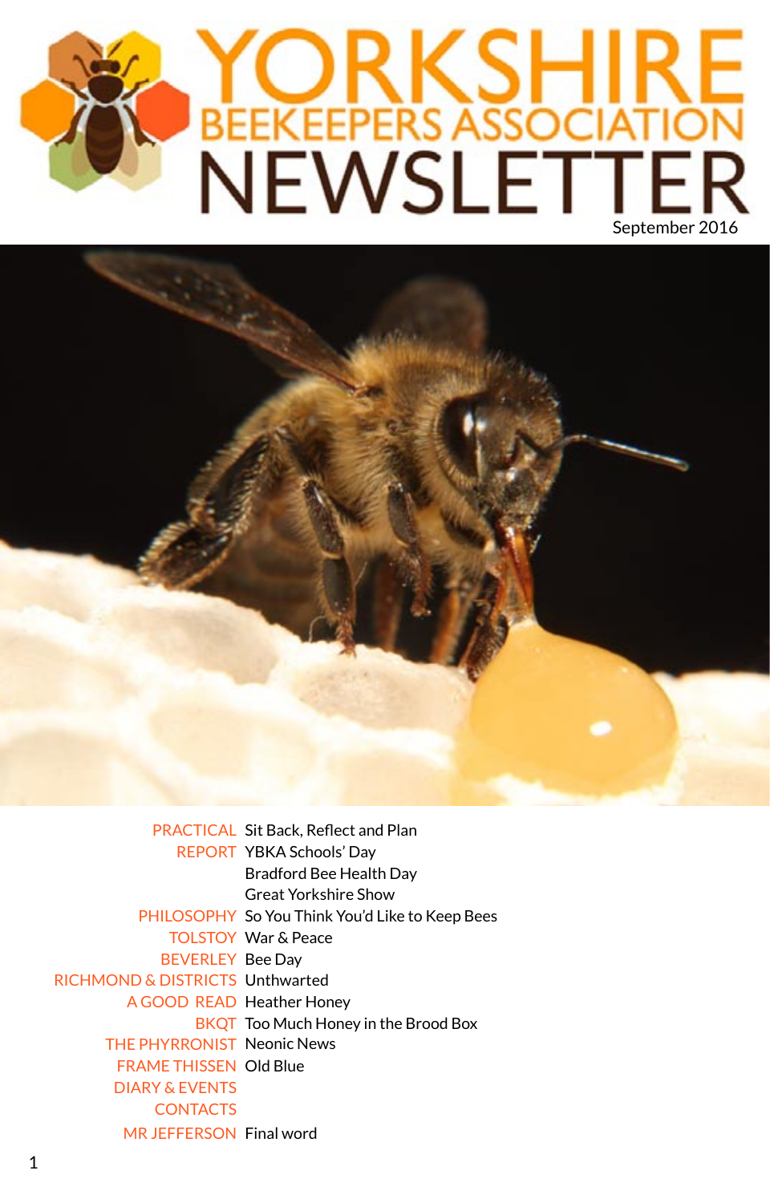# YORKSHIRE BEEKEEPERS ASSOCIATION NEWSLETTER

September 2016

| | |
|---|---|
| PRACTICAL | Sit Back, Reflect and Plan |
| REPORT | YBKA Schools' Day |
| | Bradford Bee Health Day |
| | Great Yorkshire Show |
| PHILOSOPHY | So You Think You'd Like to Keep Bees |
| TOLSTOY | War & Peace |
| BEVERLEY | Bee Day |
| RICHMOND & DISTRICTS | Unthwarted |
| A GOOD READ | Heather Honey |
| BKQT | Too Much Honey in the Brood Box |
| THE PHYRRONIST | Neonic News |
| FRAME THISSEN | Old Blue |
| DIARY & EVENTS | |
| CONTACTS | |
| MR JEFFERSON | Final word |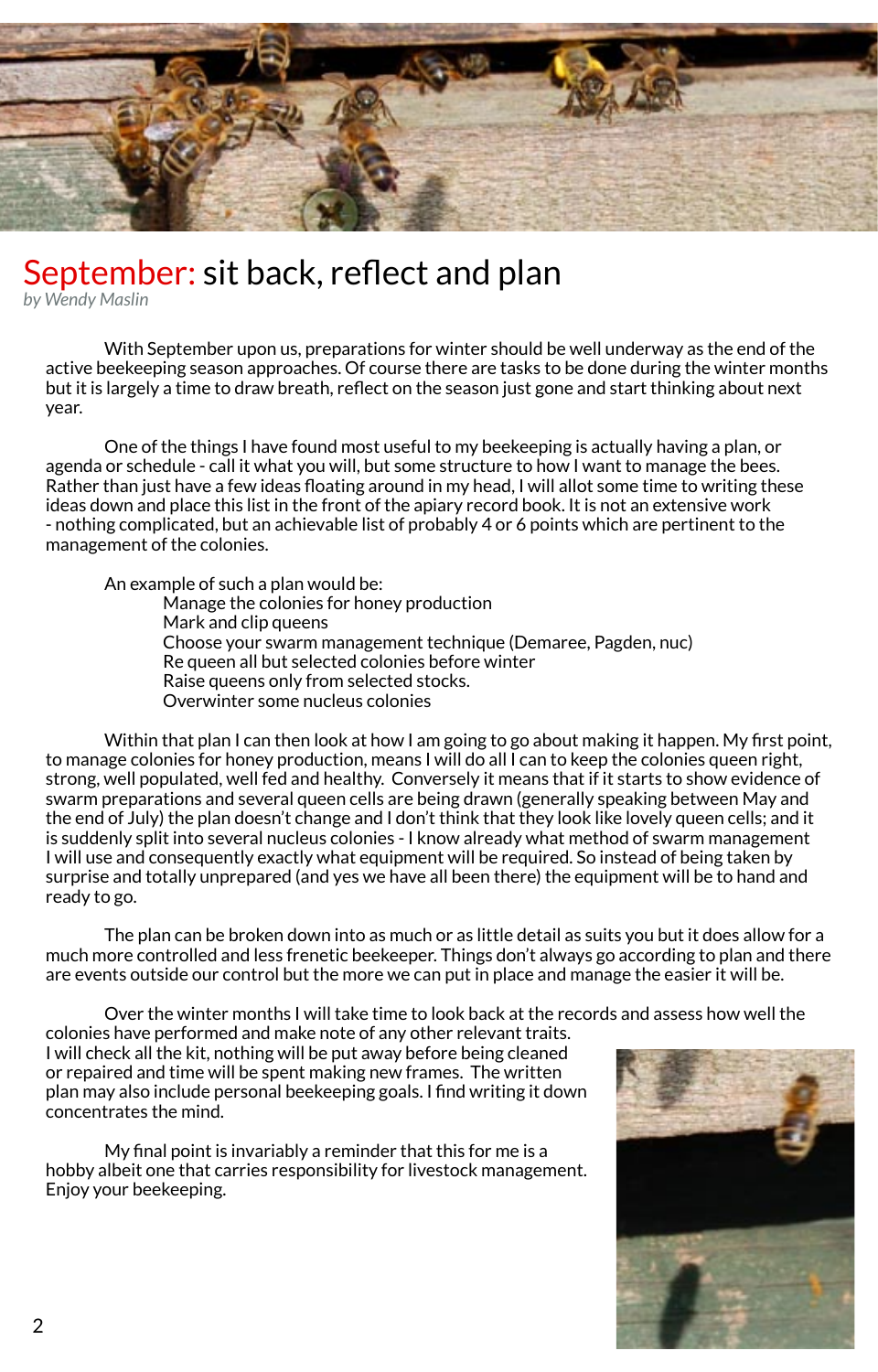# September: sit back, reflect and plan

*by Wendy Maslin*

With September upon us, preparations for winter should be well underway as the end of the active beekeeping season approaches. Of course there are tasks to be done during the winter months but it is largely a time to draw breath, reflect on the season just gone and start thinking about next year.

One of the things I have found most useful to my beekeeping is actually having a plan, or agenda or schedule - call it what you will, but some structure to how I want to manage the bees. Rather than just have a few ideas floating around in my head, I will allot some time to writing these ideas down and place this list in the front of the apiary record book. It is not an extensive work - nothing complicated, but an achievable list of probably 4 or 6 points which are pertinent to the management of the colonies.

An example of such a plan would be:

- Manage the colonies for honey production
- Mark and clip queens
- Choose your swarm management technique (Demaree, Pagden, nuc)
- Re queen all but selected colonies before winter
- Raise queens only from selected stocks.
- Overwinter some nucleus colonies

Within that plan I can then look at how I am going to go about making it happen. My first point, to manage colonies for honey production, means I will do all I can to keep the colonies queen right, strong, well populated, well fed and healthy. Conversely it means that if it starts to show evidence of swarm preparations and several queen cells are being drawn (generally speaking between May and the end of July) the plan doesn't change and I don't think that they look like lovely queen cells; and it is suddenly split into several nucleus colonies - I know already what method of swarm management I will use and consequently exactly what equipment will be required. So instead of being taken by surprise and totally unprepared (and yes we have all been there) the equipment will be to hand and ready to go.

The plan can be broken down into as much or as little detail as suits you but it does allow for a much more controlled and less frenetic beekeeper. Things don't always go according to plan and there are events outside our control but the more we can put in place and manage the easier it will be.

Over the winter months I will take time to look back at the records and assess how well the colonies have performed and make note of any other relevant traits. I will check all the kit, nothing will be put away before being cleaned or repaired and time will be spent making new frames. The written plan may also include personal beekeeping goals. I find writing it down concentrates the mind.

My final point is invariably a reminder that this for me is a hobby albeit one that carries responsibility for livestock management. Enjoy your beekeeping.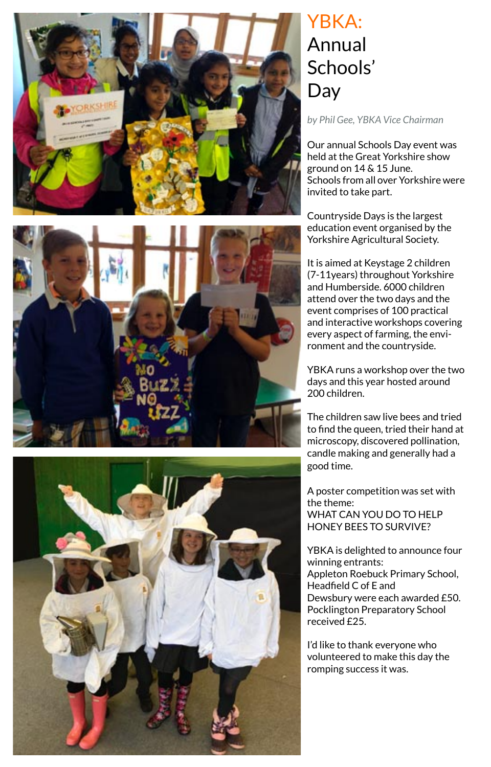# YBKA: Annual Schools' Day

*by Phil Gee, YBKA Vice Chairman*

Our annual Schools Day event was held at the Great Yorkshire show ground on 14 & 15 June.
Schools from all over Yorkshire were invited to take part.

Countryside Days is the largest education event organised by the Yorkshire Agricultural Society.

It is aimed at Keystage 2 children (7-11years) throughout Yorkshire and Humberside. 6000 children attend over the two days and the event comprises of 100 practical and interactive workshops covering every aspect of farming, the environment and the countryside.

YBKA runs a workshop over the two days and this year hosted around 200 children.

The children saw live bees and tried to find the queen, tried their hand at microscopy, discovered pollination, candle making and generally had a good time.

A poster competition was set with the theme:
WHAT CAN YOU DO TO HELP HONEY BEES TO SURVIVE?

YBKA is delighted to announce four winning entrants:
Appleton Roebuck Primary School, Headfield C of E and Dewsbury were each awarded £50.
Pocklington Preparatory School received £25.

I'd like to thank everyone who volunteered to make this day the romping success it was.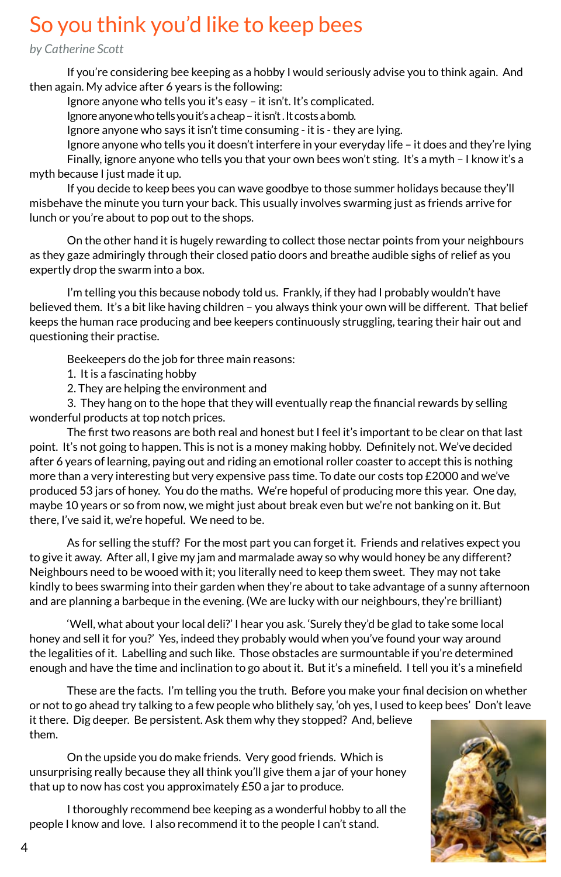# So you think you'd like to keep bees

*by Catherine Scott*

If you're considering bee keeping as a hobby I would seriously advise you to think again. And then again. My advice after 6 years is the following:

Ignore anyone who tells you it's easy – it isn't. It's complicated.

Ignore anyone who tells you it's a cheap – it isn't . It costs a bomb.

Ignore anyone who says it isn't time consuming - it is - they are lying.

Ignore anyone who tells you it doesn't interfere in your everyday life – it does and they're lying

Finally, ignore anyone who tells you that your own bees won't sting. It's a myth – I know it's a myth because I just made it up.

If you decide to keep bees you can wave goodbye to those summer holidays because they'll misbehave the minute you turn your back. This usually involves swarming just as friends arrive for lunch or you're about to pop out to the shops.

On the other hand it is hugely rewarding to collect those nectar points from your neighbours as they gaze admiringly through their closed patio doors and breathe audible sighs of relief as you expertly drop the swarm into a box.

I'm telling you this because nobody told us. Frankly, if they had I probably wouldn't have believed them. It's a bit like having children – you always think your own will be different. That belief keeps the human race producing and bee keepers continuously struggling, tearing their hair out and questioning their practise.

Beekeepers do the job for three main reasons:

1. It is a fascinating hobby
2. They are helping the environment and
3. They hang on to the hope that they will eventually reap the financial rewards by selling wonderful products at top notch prices.

The first two reasons are both real and honest but I feel it's important to be clear on that last point. It's not going to happen. This is not a money making hobby. Definitely not. We've decided after 6 years of learning, paying out and riding an emotional roller coaster to accept this is nothing more than a very interesting but very expensive pass time. To date our costs top £2000 and we've produced 53 jars of honey. You do the maths. We're hopeful of producing more this year. One day, maybe 10 years or so from now, we might just about break even but we're not banking on it. But there, I've said it, we're hopeful. We need to be.

As for selling the stuff? For the most part you can forget it. Friends and relatives expect you to give it away. After all, I give my jam and marmalade away so why would honey be any different? Neighbours need to be wooed with it; you literally need to keep them sweet. They may not take kindly to bees swarming into their garden when they're about to take advantage of a sunny afternoon and are planning a barbeque in the evening. (We are lucky with our neighbours, they're brilliant)

'Well, what about your local deli?' I hear you ask. 'Surely they'd be glad to take some local honey and sell it for you?' Yes, indeed they probably would when you've found your way around the legalities of it. Labelling and such like. Those obstacles are surmountable if you're determined enough and have the time and inclination to go about it. But it's a minefield. I tell you it's a minefield

These are the facts. I'm telling you the truth. Before you make your final decision on whether or not to go ahead try talking to a few people who blithely say, 'oh yes, I used to keep bees' Don't leave it there. Dig deeper. Be persistent. Ask them why they stopped? And, believe them.

On the upside you do make friends. Very good friends. Which is unsurprising really because they all think you'll give them a jar of your honey that up to now has cost you approximately £50 a jar to produce.

I thoroughly recommend bee keeping as a wonderful hobby to all the people I know and love. I also recommend it to the people I can't stand.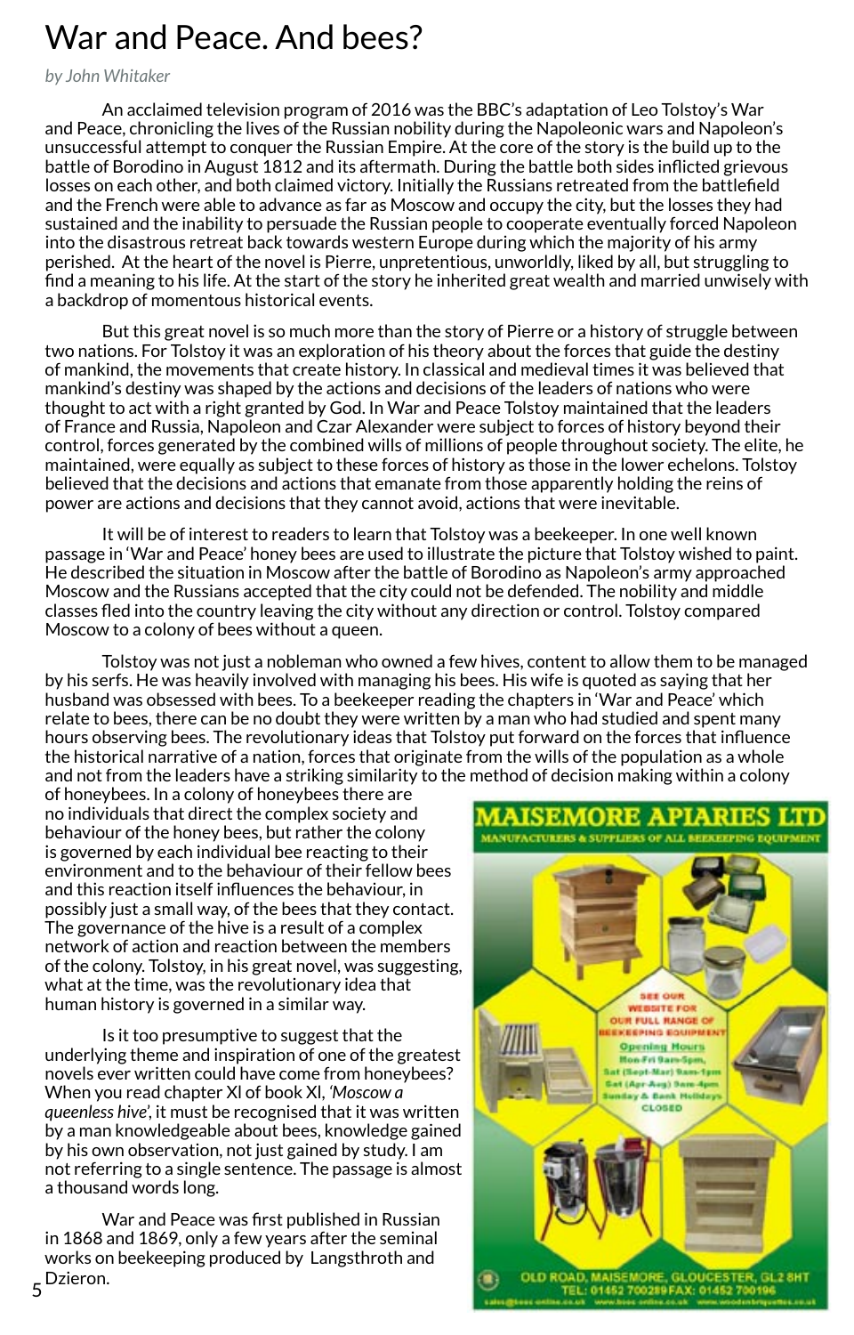# War and Peace. And bees?

*by John Whitaker*

An acclaimed television program of 2016 was the BBC's adaptation of Leo Tolstoy's War and Peace, chronicling the lives of the Russian nobility during the Napoleonic wars and Napoleon's unsuccessful attempt to conquer the Russian Empire. At the core of the story is the build up to the battle of Borodino in August 1812 and its aftermath. During the battle both sides inflicted grievous losses on each other, and both claimed victory. Initially the Russians retreated from the battlefield and the French were able to advance as far as Moscow and occupy the city, but the losses they had sustained and the inability to persuade the Russian people to cooperate eventually forced Napoleon into the disastrous retreat back towards western Europe during which the majority of his army perished. At the heart of the novel is Pierre, unpretentious, unworldly, liked by all, but struggling to find a meaning to his life. At the start of the story he inherited great wealth and married unwisely with a backdrop of momentous historical events.

But this great novel is so much more than the story of Pierre or a history of struggle between two nations. For Tolstoy it was an exploration of his theory about the forces that guide the destiny of mankind, the movements that create history. In classical and medieval times it was believed that mankind's destiny was shaped by the actions and decisions of the leaders of nations who were thought to act with a right granted by God. In War and Peace Tolstoy maintained that the leaders of France and Russia, Napoleon and Czar Alexander were subject to forces of history beyond their control, forces generated by the combined wills of millions of people throughout society. The elite, he maintained, were equally as subject to these forces of history as those in the lower echelons. Tolstoy believed that the decisions and actions that emanate from those apparently holding the reins of power are actions and decisions that they cannot avoid, actions that were inevitable.

It will be of interest to readers to learn that Tolstoy was a beekeeper. In one well known passage in 'War and Peace' honey bees are used to illustrate the picture that Tolstoy wished to paint. He described the situation in Moscow after the battle of Borodino as Napoleon's army approached Moscow and the Russians accepted that the city could not be defended. The nobility and middle classes fled into the country leaving the city without any direction or control. Tolstoy compared Moscow to a colony of bees without a queen.

Tolstoy was not just a nobleman who owned a few hives, content to allow them to be managed by his serfs. He was heavily involved with managing his bees. His wife is quoted as saying that her husband was obsessed with bees. To a beekeeper reading the chapters in 'War and Peace' which relate to bees, there can be no doubt they were written by a man who had studied and spent many hours observing bees. The revolutionary ideas that Tolstoy put forward on the forces that influence the historical narrative of a nation, forces that originate from the wills of the population as a whole and not from the leaders have a striking similarity to the method of decision making within a colony of honeybees. In a colony of honeybees there are no individuals that direct the complex society and behaviour of the honey bees, but rather the colony is governed by each individual bee reacting to their environment and to the behaviour of their fellow bees and this reaction itself influences the behaviour, in possibly just a small way, of the bees that they contact. The governance of the hive is a result of a complex network of action and reaction between the members of the colony. Tolstoy, in his great novel, was suggesting, what at the time, was the revolutionary idea that human history is governed in a similar way.

Is it too presumptive to suggest that the underlying theme and inspiration of one of the greatest novels ever written could have come from honeybees? When you read chapter XI of book XI, *'Moscow a queenless hive'*, it must be recognised that it was written by a man knowledgeable about bees, knowledge gained by his own observation, not just gained by study. I am not referring to a single sentence. The passage is almost a thousand words long.

War and Peace was first published in Russian in 1868 and 1869, only a few years after the seminal works on beekeeping produced by Langsthroth and Dzieron.

**MAISEMORE APIARIES LTD**
MANUFACTURERS & SUPPLIERS OF ALL BEEKEEPING EQUIPMENT

SEE OUR WEBSITE FOR OUR FULL RANGE OF BEEKEEPING EQUIPMENT

Opening Hours
Mon-Fri 9am-5pm,
Sat (Sept-Mar) 9am-1pm
Sat (Apr-Aug) 9am-4pm
Sunday & Bank Holidays CLOSED

OLD ROAD, MAISEMORE, GLOUCESTER, GL2 8HT
TEL: 01452 700289 FAX: 01452 700196
sales@bees-online.co.uk www.bees-online.co.uk www.woodenbriquettes.co.uk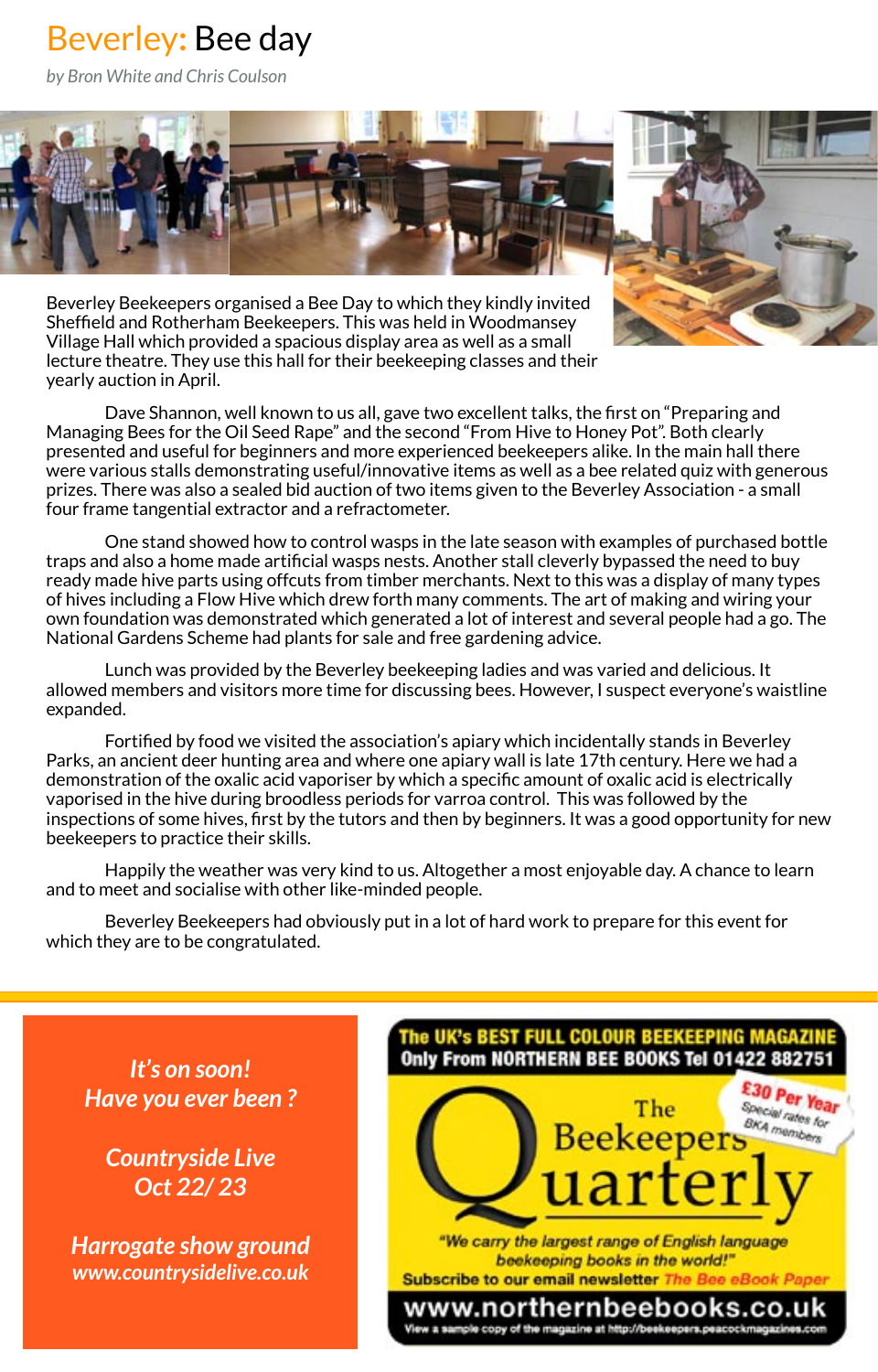# Beverley: Bee day

*by Bron White and Chris Coulson*

Beverley Beekeepers organised a Bee Day to which they kindly invited Sheffield and Rotherham Beekeepers. This was held in Woodmansey Village Hall which provided a spacious display area as well as a small lecture theatre. They use this hall for their beekeeping classes and their yearly auction in April.

Dave Shannon, well known to us all, gave two excellent talks, the first on "Preparing and Managing Bees for the Oil Seed Rape" and the second "From Hive to Honey Pot". Both clearly presented and useful for beginners and more experienced beekeepers alike. In the main hall there were various stalls demonstrating useful/innovative items as well as a bee related quiz with generous prizes. There was also a sealed bid auction of two items given to the Beverley Association - a small four frame tangential extractor and a refractometer.

One stand showed how to control wasps in the late season with examples of purchased bottle traps and also a home made artificial wasps nests. Another stall cleverly bypassed the need to buy ready made hive parts using offcuts from timber merchants. Next to this was a display of many types of hives including a Flow Hive which drew forth many comments. The art of making and wiring your own foundation was demonstrated which generated a lot of interest and several people had a go. The National Gardens Scheme had plants for sale and free gardening advice.

Lunch was provided by the Beverley beekeeping ladies and was varied and delicious. It allowed members and visitors more time for discussing bees. However, I suspect everyone's waistline expanded.

Fortified by food we visited the association's apiary which incidentally stands in Beverley Parks, an ancient deer hunting area and where one apiary wall is late 17th century. Here we had a demonstration of the oxalic acid vaporiser by which a specific amount of oxalic acid is electrically vaporised in the hive during broodless periods for varroa control. This was followed by the inspections of some hives, first by the tutors and then by beginners. It was a good opportunity for new beekeepers to practice their skills.

Happily the weather was very kind to us. Altogether a most enjoyable day. A chance to learn and to meet and socialise with other like-minded people.

Beverley Beekeepers had obviously put in a lot of hard work to prepare for this event for which they are to be congratulated.

---

*It's on soon!*
*Have you ever been ?*

*Countryside Live*
*Oct 22/ 23*

***Harrogate show ground***
***www.countrysidelive.co.uk***

---

**The UK's BEST FULL COLOUR BEEKEEPING MAGAZINE**
**Only From NORTHERN BEE BOOKS Tel 01422 882751**

The Beekeepers Quarterly

£30 Per Year
Special rates for BKA members

*"We carry the largest range of English language beekeeping books in the world!"*

Subscribe to our email newsletter *The Bee eBook Paper*

**www.northernbeebooks.co.uk**

View a sample copy of the magazine at http://beekeepers.peacockmagazines.com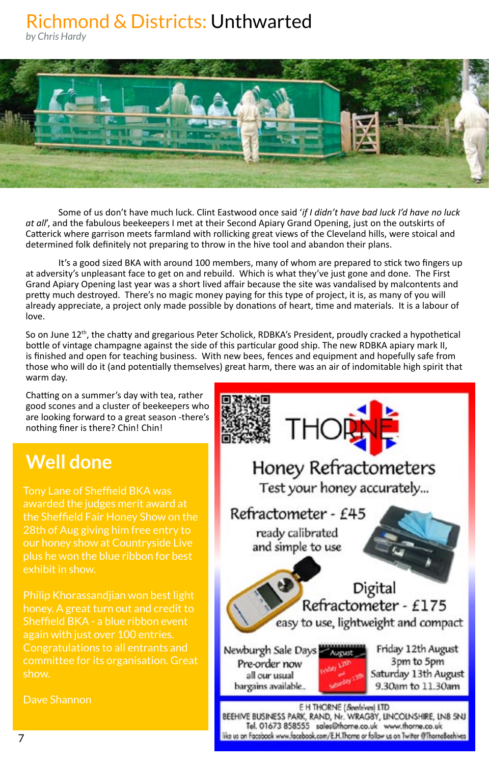# Richmond & Districts: Unthwarted

*by Chris Hardy*

Some of us don't have much luck. Clint Eastwood once said '*if I didn't have bad luck I'd have no luck at all*', and the fabulous beekeepers I met at their Second Apiary Grand Opening, just on the outskirts of Catterick where garrison meets farmland with rollicking great views of the Cleveland hills, were stoical and determined folk definitely not preparing to throw in the hive tool and abandon their plans.

It's a good sized BKA with around 100 members, many of whom are prepared to stick two fingers up at adversity's unpleasant face to get on and rebuild. Which is what they've just gone and done. The First Grand Apiary Opening last year was a short lived affair because the site was vandalised by malcontents and pretty much destroyed. There's no magic money paying for this type of project, it is, as many of you will already appreciate, a project only made possible by donations of heart, time and materials. It is a labour of love.

So on June 12th, the chatty and gregarious Peter Scholick, RDBKA's President, proudly cracked a hypothetical bottle of vintage champagne against the side of this particular good ship. The new RDBKA apiary mark II, is finished and open for teaching business. With new bees, fences and equipment and hopefully safe from those who will do it (and potentially themselves) great harm, there was an air of indomitable high spirit that warm day.

Chatting on a summer's day with tea, rather good scones and a cluster of beekeepers who are looking forward to a great season -there's nothing finer is there? Chin! Chin!

## Well done

Tony Lane of Sheffield BKA was awarded the judges merit award at the Sheffield Fair Honey Show on the 28th of Aug giving him free entry to our honey show at Countryside Live plus he won the blue ribbon for best exhibit in show.

Philip Khorassandjian won best light honey. A great turn out and credit to Sheffield BKA - a blue ribbon event again with just over 100 entries. Congratulations to all entrants and committee for its organisation. Great show.

Dave Shannon

---

THORNE

Honey Refractometers

Test your honey accurately...

Refractometer - £45

ready calibrated and simple to use

Digital Refractometer - £175

easy to use, lightweight and compact

Newburgh Sale Days

Pre-order now

all our usual bargains available..

August — Friday 12th and Saturday 13th

Friday 12th August 3pm to 5pm

Saturday 13th August 9.30am to 11.30am

E H THORNE (Beehives) LTD

BEEHIVE BUSINESS PARK, RAND, Nr. WRAGBY, LINCOLNSHIRE, LN8 5NJ

Tel. 01673 858555 sales@thorne.co.uk www.thorne.co.uk

like us on Facebook www.facebook.com/E.H.Thorne or follow us on Twitter @ThorneBeehives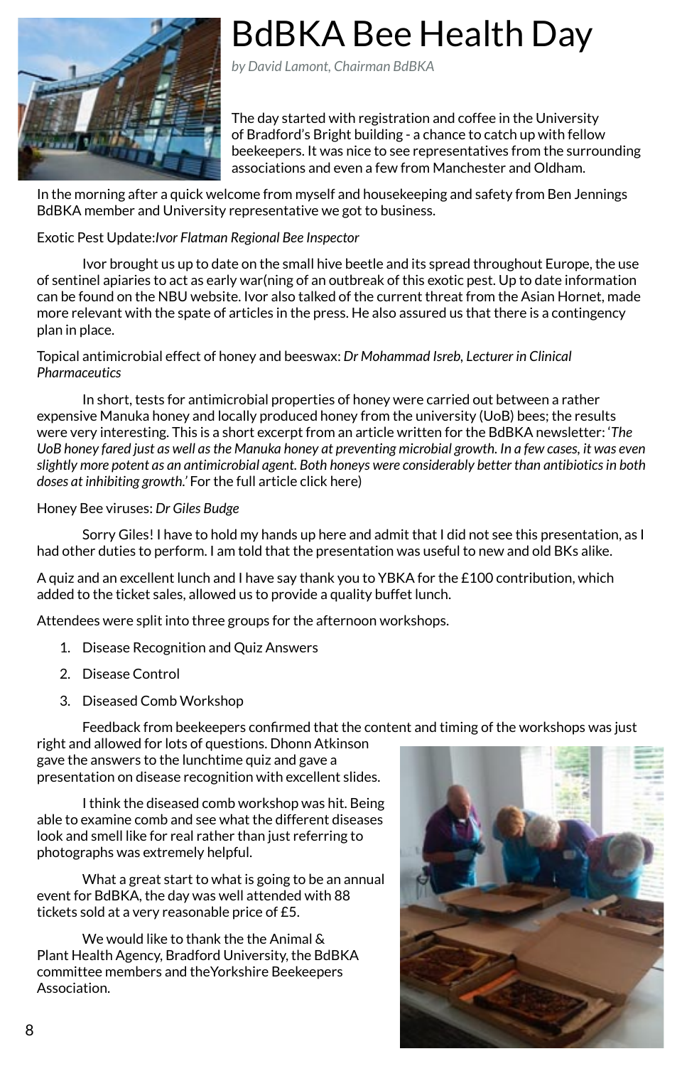# BdBKA Bee Health Day

*by David Lamont, Chairman BdBKA*

The day started with registration and coffee in the University of Bradford's Bright building - a chance to catch up with fellow beekeepers. It was nice to see representatives from the surrounding associations and even a few from Manchester and Oldham.

In the morning after a quick welcome from myself and housekeeping and safety from Ben Jennings BdBKA member and University representative we got to business.

Exotic Pest Update:*Ivor Flatman Regional Bee Inspector*

Ivor brought us up to date on the small hive beetle and its spread throughout Europe, the use of sentinel apiaries to act as early war(ning of an outbreak of this exotic pest. Up to date information can be found on the NBU website. Ivor also talked of the current threat from the Asian Hornet, made more relevant with the spate of articles in the press. He also assured us that there is a contingency plan in place.

Topical antimicrobial effect of honey and beeswax: *Dr Mohammad Isreb, Lecturer in Clinical Pharmaceutics*

In short, tests for antimicrobial properties of honey were carried out between a rather expensive Manuka honey and locally produced honey from the university (UoB) bees; the results were very interesting. This is a short excerpt from an article written for the BdBKA newsletter: '*The UoB honey fared just as well as the Manuka honey at preventing microbial growth. In a few cases, it was even slightly more potent as an antimicrobial agent. Both honeys were considerably better than antibiotics in both doses at inhibiting growth.*' For the full article click here)

Honey Bee viruses: *Dr Giles Budge*

Sorry Giles! I have to hold my hands up here and admit that I did not see this presentation, as I had other duties to perform. I am told that the presentation was useful to new and old BKs alike.

A quiz and an excellent lunch and I have say thank you to YBKA for the £100 contribution, which added to the ticket sales, allowed us to provide a quality buffet lunch.

Attendees were split into three groups for the afternoon workshops.

1. Disease Recognition and Quiz Answers
2. Disease Control
3. Diseased Comb Workshop

Feedback from beekeepers confirmed that the content and timing of the workshops was just right and allowed for lots of questions. Dhonn Atkinson gave the answers to the lunchtime quiz and gave a presentation on disease recognition with excellent slides.

I think the diseased comb workshop was hit. Being able to examine comb and see what the different diseases look and smell like for real rather than just referring to photographs was extremely helpful.

What a great start to what is going to be an annual event for BdBKA, the day was well attended with 88 tickets sold at a very reasonable price of £5.

We would like to thank the the Animal & Plant Health Agency, Bradford University, the BdBKA committee members and theYorkshire Beekeepers Association.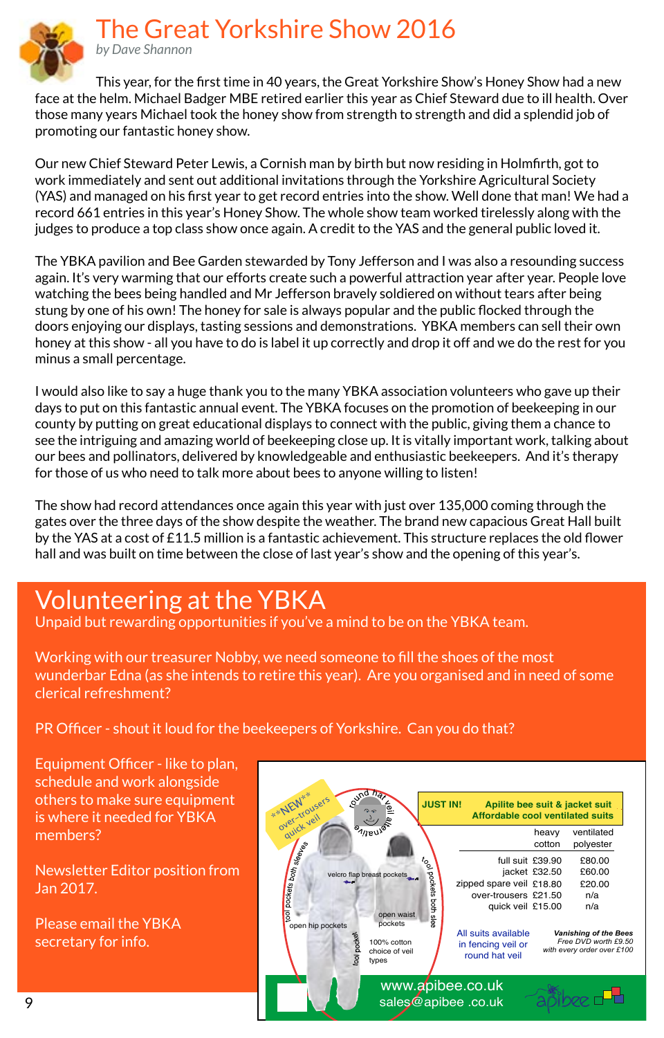# The Great Yorkshire Show 2016

*by Dave Shannon*

This year, for the first time in 40 years, the Great Yorkshire Show's Honey Show had a new face at the helm. Michael Badger MBE retired earlier this year as Chief Steward due to ill health. Over those many years Michael took the honey show from strength to strength and did a splendid job of promoting our fantastic honey show.

Our new Chief Steward Peter Lewis, a Cornish man by birth but now residing in Holmfirth, got to work immediately and sent out additional invitations through the Yorkshire Agricultural Society (YAS) and managed on his first year to get record entries into the show. Well done that man! We had a record 661 entries in this year's Honey Show. The whole show team worked tirelessly along with the judges to produce a top class show once again. A credit to the YAS and the general public loved it.

The YBKA pavilion and Bee Garden stewarded by Tony Jefferson and I was also a resounding success again. It's very warming that our efforts create such a powerful attraction year after year. People love watching the bees being handled and Mr Jefferson bravely soldiered on without tears after being stung by one of his own! The honey for sale is always popular and the public flocked through the doors enjoying our displays, tasting sessions and demonstrations. YBKA members can sell their own honey at this show - all you have to do is label it up correctly and drop it off and we do the rest for you minus a small percentage.

I would also like to say a huge thank you to the many YBKA association volunteers who gave up their days to put on this fantastic annual event. The YBKA focuses on the promotion of beekeeping in our county by putting on great educational displays to connect with the public, giving them a chance to see the intriguing and amazing world of beekeeping close up. It is vitally important work, talking about our bees and pollinators, delivered by knowledgeable and enthusiastic beekeepers. And it's therapy for those of us who need to talk more about bees to anyone willing to listen!

The show had record attendances once again this year with just over 135,000 coming through the gates over the three days of the show despite the weather. The brand new capacious Great Hall built by the YAS at a cost of £11.5 million is a fantastic achievement. This structure replaces the old flower hall and was built on time between the close of last year's show and the opening of this year's.

## Volunteering at the YBKA

Unpaid but rewarding opportunities if you've a mind to be on the YBKA team.

Working with our treasurer Nobby, we need someone to fill the shoes of the most wunderbar Edna (as she intends to retire this year). Are you organised and in need of some clerical refreshment?

PR Officer - shout it loud for the beekeepers of Yorkshire. Can you do that?

Equipment Officer - like to plan, schedule and work alongside others to make sure equipment is where it needed for YBKA members?

Newsletter Editor position from Jan 2017.

Please email the YBKA secretary for info.

**JUST IN! Apilite bee suit & jacket suit — Affordable cool ventilated suits**

**NEW** over-trousers, quick veil

round hat veil alternative; tool pockets both sleeves; velcro flap breast pockets; tool pockets both sleeves; open hip pockets; open waist pockets; tool pocket; 100% cotton; choice of veil types

| | heavy cotton | ventilated polyester |
|---|---|---|
| full suit | £39.90 | £80.00 |
| jacket | £32.50 | £60.00 |
| zipped spare veil | £18.80 | £20.00 |
| over-trousers | £21.50 | n/a |
| quick veil | £15.00 | n/a |

All suits available in fencing veil or round hat veil

***Vanishing of the Bees*** *Free DVD worth £9.50 with every order over £100*

www.apibee.co.uk
sales@apibee.co.uk

apibee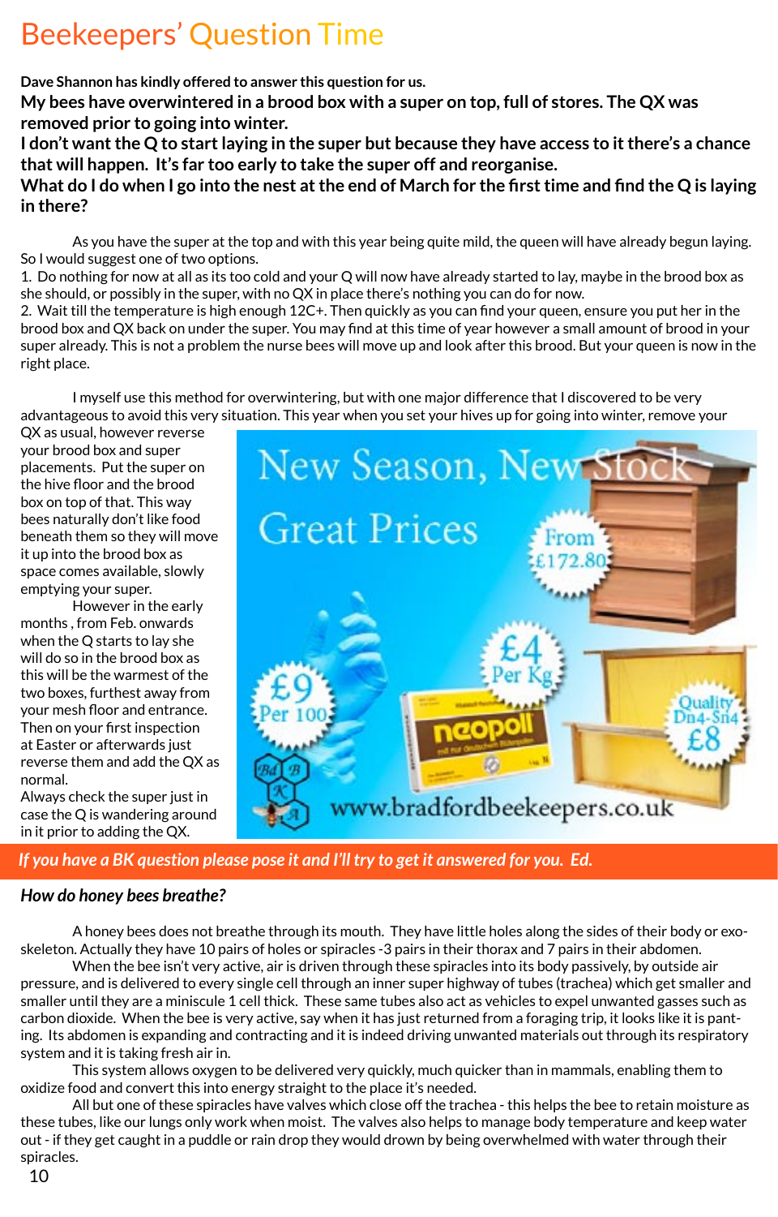# Beekeepers' Question Time

**Dave Shannon has kindly offered to answer this question for us.**

**My bees have overwintered in a brood box with a super on top, full of stores. The QX was removed prior to going into winter.**

**I don't want the Q to start laying in the super but because they have access to it there's a chance that will happen. It's far too early to take the super off and reorganise.**

**What do I do when I go into the nest at the end of March for the first time and find the Q is laying in there?**

As you have the super at the top and with this year being quite mild, the queen will have already begun laying. So I would suggest one of two options.

1. Do nothing for now at all as its too cold and your Q will now have already started to lay, maybe in the brood box as she should, or possibly in the super, with no QX in place there's nothing you can do for now.
2. Wait till the temperature is high enough 12C+. Then quickly as you can find your queen, ensure you put her in the brood box and QX back on under the super. You may find at this time of year however a small amount of brood in your super already. This is not a problem the nurse bees will move up and look after this brood. But your queen is now in the right place.

I myself use this method for overwintering, but with one major difference that I discovered to be very advantageous to avoid this very situation. This year when you set your hives up for going into winter, remove your QX as usual, however reverse your brood box and super placements. Put the super on the hive floor and the brood box on top of that. This way bees naturally don't like food beneath them so they will move it up into the brood box as space comes available, slowly emptying your super.

However in the early months , from Feb. onwards when the Q starts to lay she will do so in the brood box as this will be the warmest of the two boxes, furthest away from your mesh floor and entrance. Then on your first inspection at Easter or afterwards just reverse them and add the QX as normal.

Always check the super just in case the Q is wandering around in it prior to adding the QX.

*If you have a BK question please pose it and I'll try to get it answered for you. Ed.*

## *How do honey bees breathe?*

A honey bees does not breathe through its mouth. They have little holes along the sides of their body or exo-skeleton. Actually they have 10 pairs of holes or spiracles -3 pairs in their thorax and 7 pairs in their abdomen.

When the bee isn't very active, air is driven through these spiracles into its body passively, by outside air pressure, and is delivered to every single cell through an inner super highway of tubes (trachea) which get smaller and smaller until they are a miniscule 1 cell thick. These same tubes also act as vehicles to expel unwanted gasses such as carbon dioxide. When the bee is very active, say when it has just returned from a foraging trip, it looks like it is panting. Its abdomen is expanding and contracting and it is indeed driving unwanted materials out through its respiratory system and it is taking fresh air in.

This system allows oxygen to be delivered very quickly, much quicker than in mammals, enabling them to oxidize food and convert this into energy straight to the place it's needed.

All but one of these spiracles have valves which close off the trachea - this helps the bee to retain moisture as these tubes, like our lungs only work when moist. The valves also helps to manage body temperature and keep water out - if they get caught in a puddle or rain drop they would drown by being overwhelmed with water through their spiracles.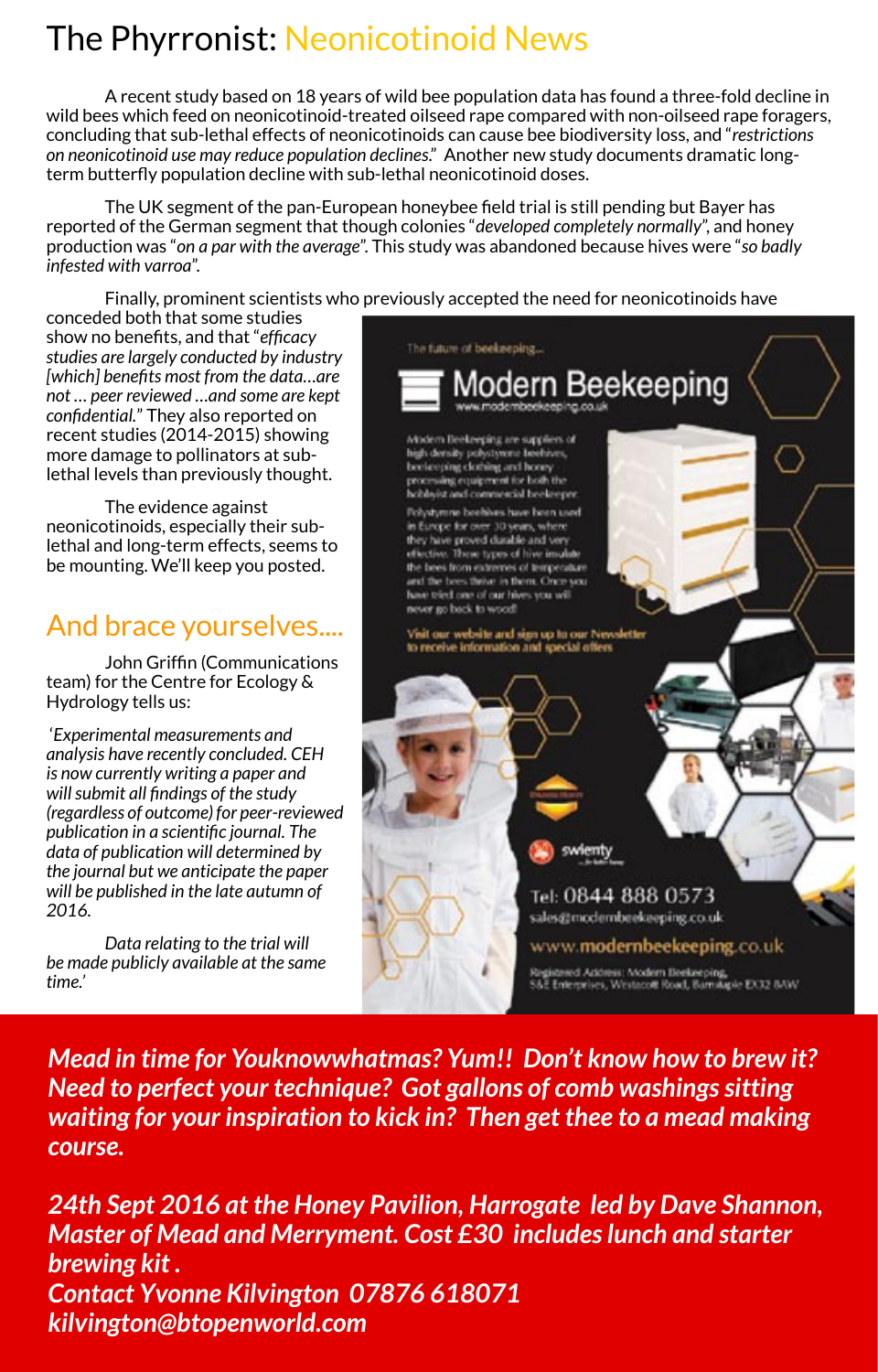# The Phyrronist: Neonicotinoid News

A recent study based on 18 years of wild bee population data has found a three-fold decline in wild bees which feed on neonicotinoid-treated oilseed rape compared with non-oilseed rape foragers, concluding that sub-lethal effects of neonicotinoids can cause bee biodiversity loss, and "*restrictions on neonicotinoid use may reduce population declines*." Another new study documents dramatic long-term butterfly population decline with sub-lethal neonicotinoid doses.

The UK segment of the pan-European honeybee field trial is still pending but Bayer has reported of the German segment that though colonies "*developed completely normally*", and honey production was "*on a par with the average*". This study was abandoned because hives were "*so badly infested with varroa*".

Finally, prominent scientists who previously accepted the need for neonicotinoids have conceded both that some studies show no benefits, and that "*efficacy studies are largely conducted by industry [which] benefits most from the data…are not … peer reviewed …and some are kept confidential.*" They also reported on recent studies (2014-2015) showing more damage to pollinators at sub-lethal levels than previously thought.

The evidence against neonicotinoids, especially their sub-lethal and long-term effects, seems to be mounting. We'll keep you posted.

## And brace yourselves....

John Griffin (Communications team) for the Centre for Ecology & Hydrology tells us:

'*Experimental measurements and analysis have recently concluded. CEH is now currently writing a paper and will submit all findings of the study (regardless of outcome) for peer-reviewed publication in a scientific journal. The data of publication will determined by the journal but we anticipate the paper will be published in the late autumn of 2016.*

*Data relating to the trial will be made publicly available at the same time.*'

The future of beekeeping...

**Modern Beekeeping**
www.modernbeekeeping.co.uk

Modern Beekeeping are suppliers of high density polystyrene beehives, beekeeping clothing and honey processing equipment for both the hobbyist and commercial beekeeper.

Polystyrene beehives have been used in Europe for over 30 years, where they have proved durable and very effective. These types of hive insulate the bees from extremes of temperature and the bees thrive in them. Once you have tried one of our hives you will never go back to wood!

Visit our website and sign up to our Newsletter to receive information and special offers

swienty

Tel: 0844 888 0573
sales@modernbeekeeping.co.uk
www.modernbeekeeping.co.uk

Registered Address: Modern Beekeeping, S&E Enterprises, Westacott Road, Barnstaple EX32 8AW

***Mead in time for Youknowwhatmas? Yum!! Don't know how to brew it? Need to perfect your technique? Got gallons of comb washings sitting waiting for your inspiration to kick in? Then get thee to a mead making course.***

***24th Sept 2016 at the Honey Pavilion, Harrogate led by Dave Shannon, Master of Mead and Merryment. Cost £30 includes lunch and starter brewing kit .***
***Contact Yvonne Kilvington 07876 618071***
***kilvington@btopenworld.com***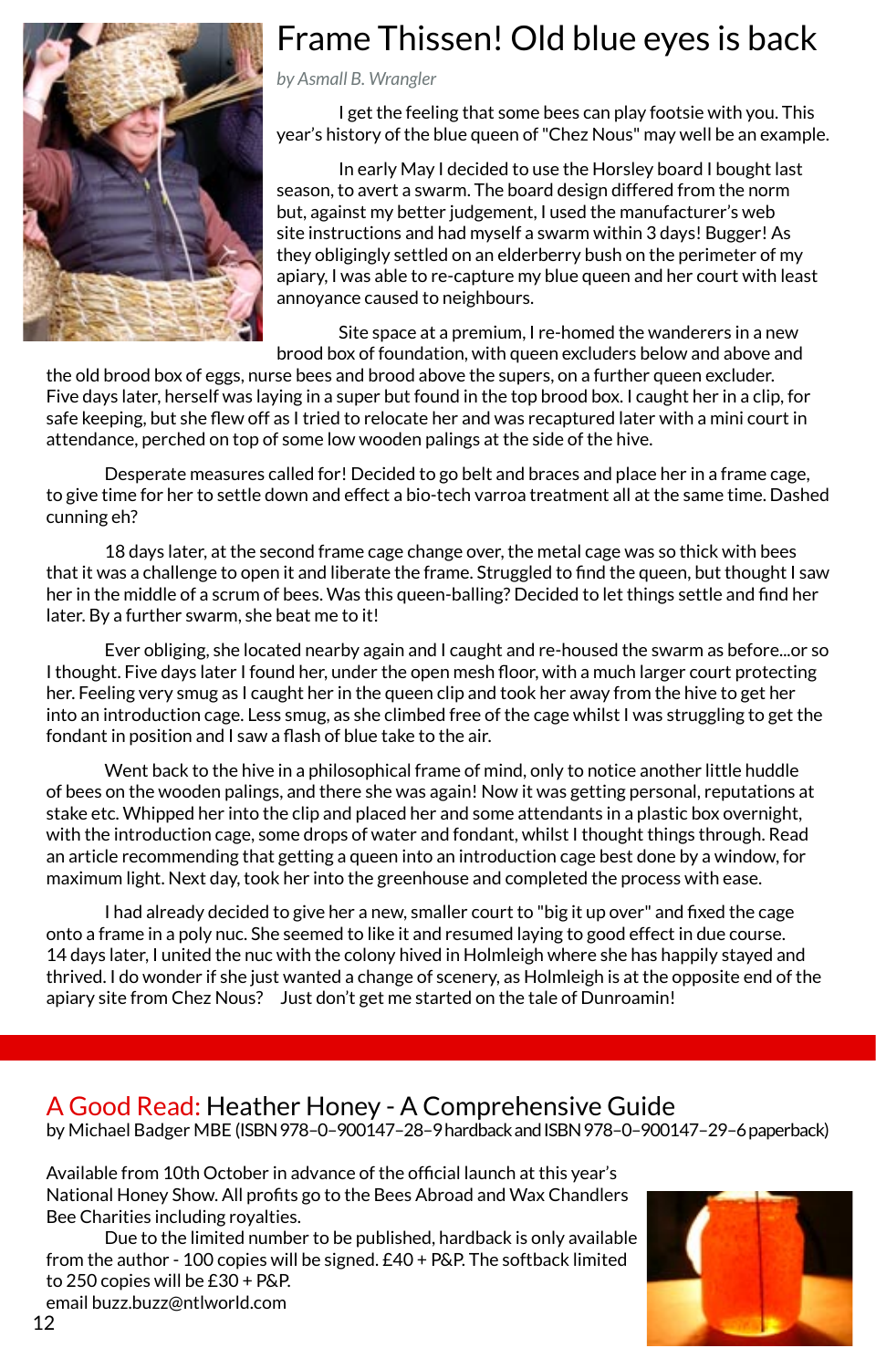# Frame Thissen! Old blue eyes is back

*by Asmall B. Wrangler*

I get the feeling that some bees can play footsie with you. This year's history of the blue queen of "Chez Nous" may well be an example.

In early May I decided to use the Horsley board I bought last season, to avert a swarm. The board design differed from the norm but, against my better judgement, I used the manufacturer's web site instructions and had myself a swarm within 3 days! Bugger! As they obligingly settled on an elderberry bush on the perimeter of my apiary, I was able to re-capture my blue queen and her court with least annoyance caused to neighbours.

Site space at a premium, I re-homed the wanderers in a new brood box of foundation, with queen excluders below and above and the old brood box of eggs, nurse bees and brood above the supers, on a further queen excluder. Five days later, herself was laying in a super but found in the top brood box. I caught her in a clip, for safe keeping, but she flew off as I tried to relocate her and was recaptured later with a mini court in attendance, perched on top of some low wooden palings at the side of the hive.

Desperate measures called for! Decided to go belt and braces and place her in a frame cage, to give time for her to settle down and effect a bio-tech varroa treatment all at the same time. Dashed cunning eh?

18 days later, at the second frame cage change over, the metal cage was so thick with bees that it was a challenge to open it and liberate the frame. Struggled to find the queen, but thought I saw her in the middle of a scrum of bees. Was this queen-balling? Decided to let things settle and find her later. By a further swarm, she beat me to it!

Ever obliging, she located nearby again and I caught and re-housed the swarm as before...or so I thought. Five days later I found her, under the open mesh floor, with a much larger court protecting her. Feeling very smug as I caught her in the queen clip and took her away from the hive to get her into an introduction cage. Less smug, as she climbed free of the cage whilst I was struggling to get the fondant in position and I saw a flash of blue take to the air.

Went back to the hive in a philosophical frame of mind, only to notice another little huddle of bees on the wooden palings, and there she was again! Now it was getting personal, reputations at stake etc. Whipped her into the clip and placed her and some attendants in a plastic box overnight, with the introduction cage, some drops of water and fondant, whilst I thought things through. Read an article recommending that getting a queen into an introduction cage best done by a window, for maximum light. Next day, took her into the greenhouse and completed the process with ease.

I had already decided to give her a new, smaller court to "big it up over" and fixed the cage onto a frame in a poly nuc. She seemed to like it and resumed laying to good effect in due course. 14 days later, I united the nuc with the colony hived in Holmleigh where she has happily stayed and thrived. I do wonder if she just wanted a change of scenery, as Holmleigh is at the opposite end of the apiary site from Chez Nous? Just don't get me started on the tale of Dunroamin!

---

## A Good Read: Heather Honey - A Comprehensive Guide

by Michael Badger MBE (ISBN 978–0–900147–28–9 hardback and ISBN 978–0–900147–29–6 paperback)

Available from 10th October in advance of the official launch at this year's National Honey Show. All profits go to the Bees Abroad and Wax Chandlers Bee Charities including royalties.

Due to the limited number to be published, hardback is only available from the author - 100 copies will be signed. £40 + P&P. The softback limited to 250 copies will be £30 + P&P.
email buzz.buzz@ntlworld.com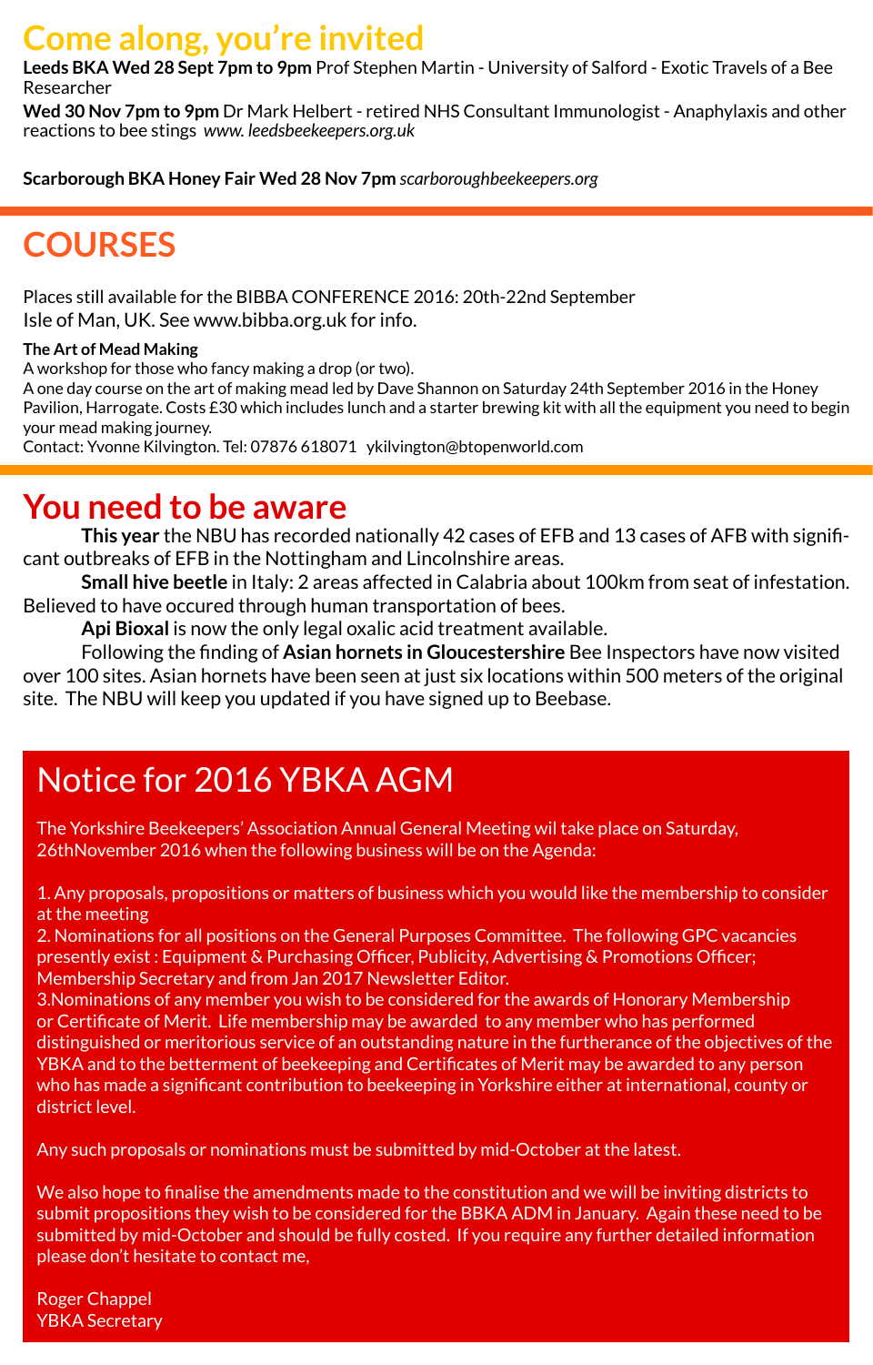# Come along, you're invited

**Leeds BKA Wed 28 Sept 7pm to 9pm** Prof Stephen Martin - University of Salford - Exotic Travels of a Bee Researcher

**Wed 30 Nov 7pm to 9pm** Dr Mark Helbert - retired NHS Consultant Immunologist - Anaphylaxis and other reactions to bee stings *www. leedsbeekeepers.org.uk*

**Scarborough BKA Honey Fair Wed 28 Nov 7pm** *scarboroughbeekeepers.org*

# COURSES

Places still available for the BIBBA CONFERENCE 2016: 20th-22nd September Isle of Man, UK. See www.bibba.org.uk for info.

**The Art of Mead Making**

A workshop for those who fancy making a drop (or two).

A one day course on the art of making mead led by Dave Shannon on Saturday 24th September 2016 in the Honey Pavilion, Harrogate. Costs £30 which includes lunch and a starter brewing kit with all the equipment you need to begin your mead making journey.

Contact: Yvonne Kilvington. Tel: 07876 618071 ykilvington@btopenworld.com

# You need to be aware

**This year** the NBU has recorded nationally 42 cases of EFB and 13 cases of AFB with significant outbreaks of EFB in the Nottingham and Lincolnshire areas.

**Small hive beetle** in Italy: 2 areas affected in Calabria about 100km from seat of infestation. Believed to have occured through human transportation of bees.

**Api Bioxal** is now the only legal oxalic acid treatment available.

Following the finding of **Asian hornets in Gloucestershire** Bee Inspectors have now visited over 100 sites. Asian hornets have been seen at just six locations within 500 meters of the original site. The NBU will keep you updated if you have signed up to Beebase.

## Notice for 2016 YBKA AGM

The Yorkshire Beekeepers' Association Annual General Meeting wil take place on Saturday, 26thNovember 2016 when the following business will be on the Agenda:

1. Any proposals, propositions or matters of business which you would like the membership to consider at the meeting
2. Nominations for all positions on the General Purposes Committee. The following GPC vacancies presently exist : Equipment & Purchasing Officer, Publicity, Advertising & Promotions Officer; Membership Secretary and from Jan 2017 Newsletter Editor.
3. Nominations of any member you wish to be considered for the awards of Honorary Membership or Certificate of Merit. Life membership may be awarded to any member who has performed distinguished or meritorious service of an outstanding nature in the furtherance of the objectives of the YBKA and to the betterment of beekeeping and Certificates of Merit may be awarded to any person who has made a significant contribution to beekeeping in Yorkshire either at international, county or district level.

Any such proposals or nominations must be submitted by mid-October at the latest.

We also hope to finalise the amendments made to the constitution and we will be inviting districts to submit propositions they wish to be considered for the BBKA ADM in January. Again these need to be submitted by mid-October and should be fully costed. If you require any further detailed information please don't hesitate to contact me,

Roger Chappel
YBKA Secretary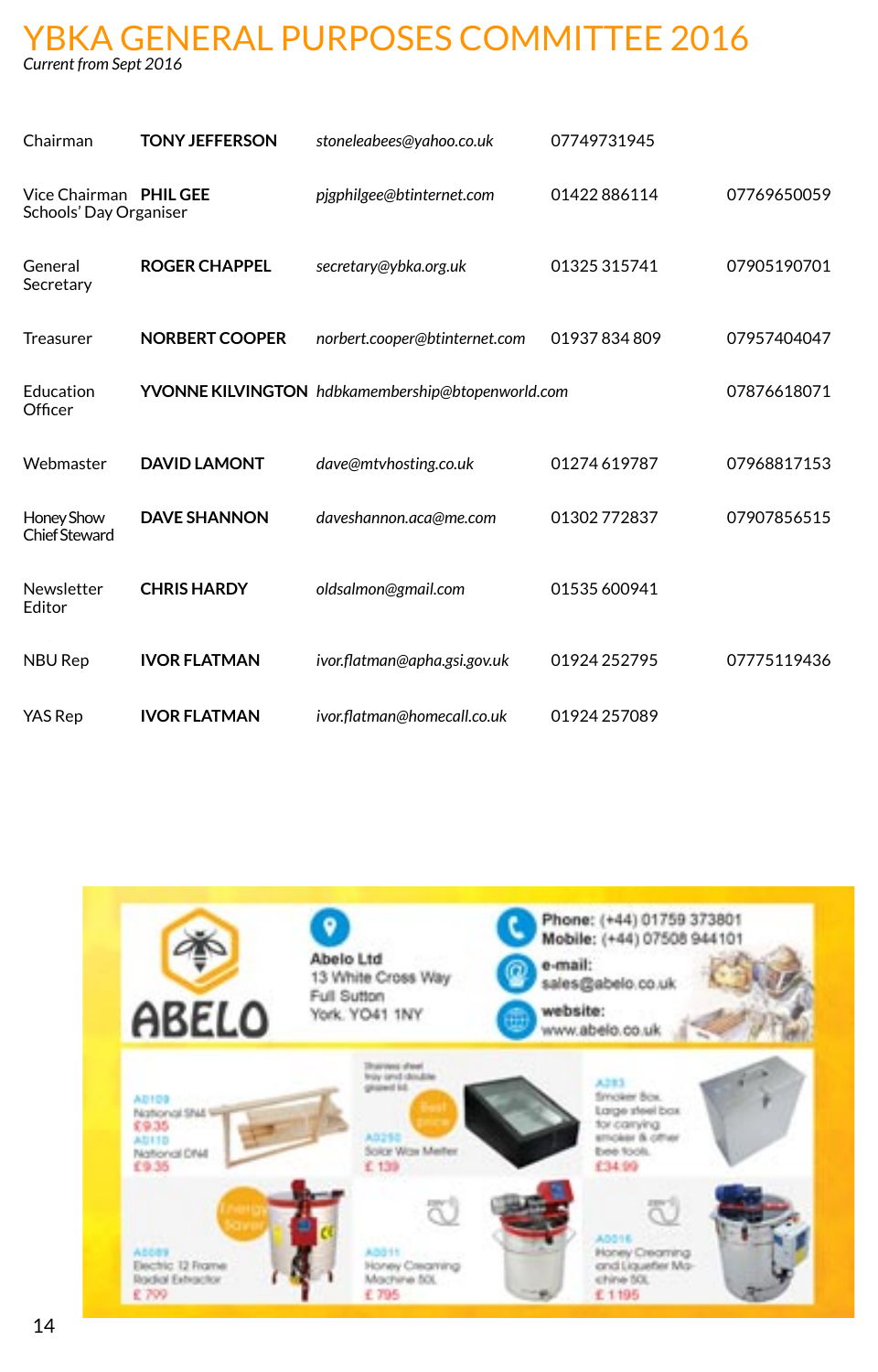# YBKA GENERAL PURPOSES COMMITTEE 2016

*Current from Sept 2016*

| Role | Name | Email | Phone | Mobile |
|---|---|---|---|---|
| Chairman | **TONY JEFFERSON** | *stoneleabees@yahoo.co.uk* | 07749731945 | |
| Vice Chairman Schools' Day Organiser | **PHIL GEE** | *pjgphilgee@btinternet.com* | 01422 886114 | 07769650059 |
| General Secretary | **ROGER CHAPPEL** | *secretary@ybka.org.uk* | 01325 315741 | 07905190701 |
| Treasurer | **NORBERT COOPER** | *norbert.cooper@btinternet.com* | 01937 834 809 | 07957404047 |
| Education Officer | **YVONNE KILVINGTON** | *hdbkamembership@btopenworld.com* | | 07876618071 |
| Webmaster | **DAVID LAMONT** | *dave@mtvhosting.co.uk* | 01274 619787 | 07968817153 |
| Honey Show Chief Steward | **DAVE SHANNON** | *daveshannon.aca@me.com* | 01302 772837 | 07907856515 |
| Newsletter Editor | **CHRIS HARDY** | *oldsalmon@gmail.com* | 01535 600941 | |
| NBU Rep | **IVOR FLATMAN** | *ivor.flatman@apha.gsi.gov.uk* | 01924 252795 | 07775119436 |
| YAS Rep | **IVOR FLATMAN** | *ivor.flatman@homecall.co.uk* | 01924 257089 | |

**ABELO**

Abelo Ltd
13 White Cross Way
Full Sutton
York. YO41 1NY

Phone: (+44) 01759 373801
Mobile: (+44) 07508 944101
e-mail: sales@abelo.co.uk
website: www.abelo.co.uk

A0109 National SN4 £9.35
A0110 National DN4 £9.35

Stainless steel tray and double glazed lid
Best price
A0250 Solar Wax Melter £ 139

A0283 Smoker Box. Large steel box for carrying smoker & other bee tools. £34.99

Energy Saver
A5089 Electric 12 Frame Radial Extractor £ 799

A0011 Honey Creaming Machine 50L £ 795

A0016 Honey Creaming and Liquefier Machine 50L £ 1195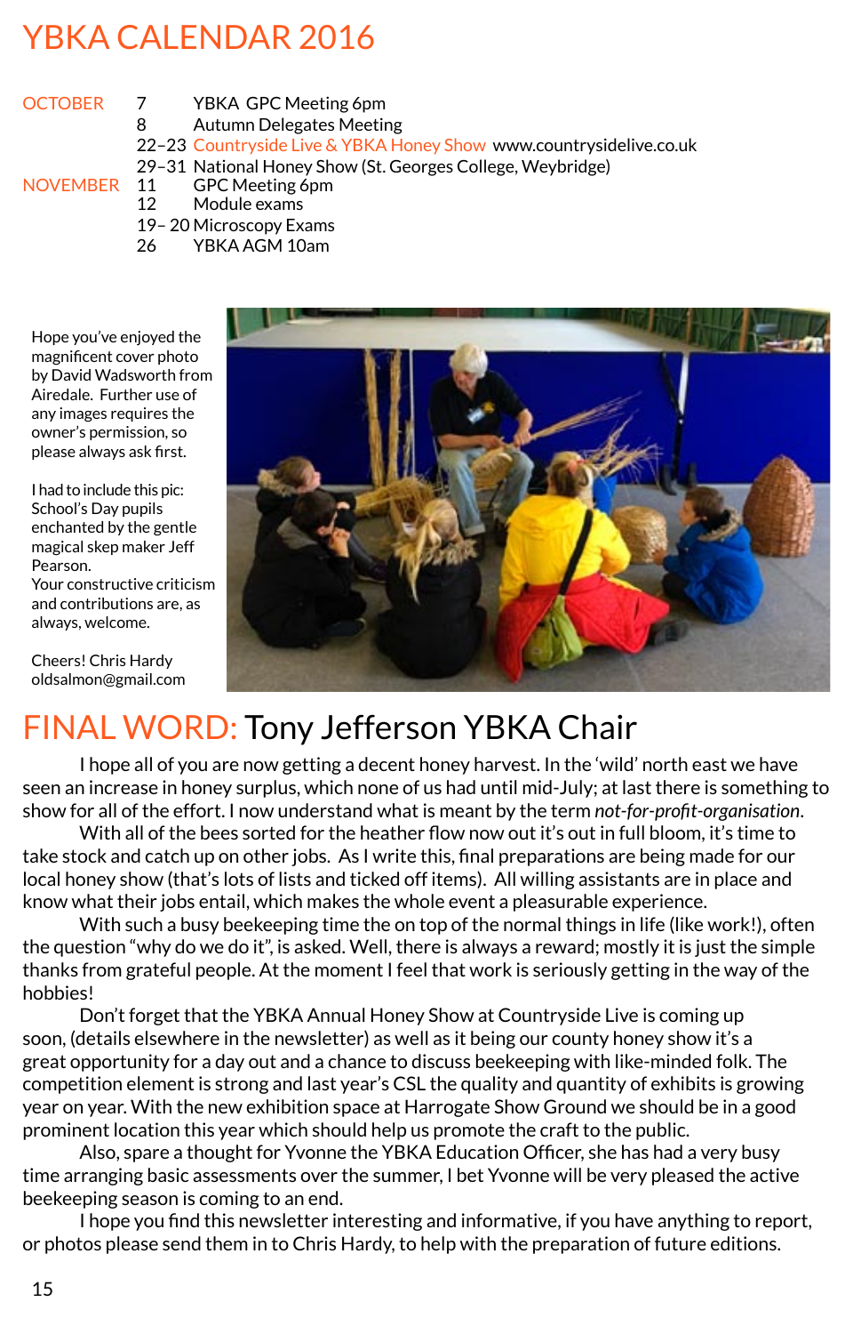# YBKA CALENDAR 2016

| | | |
|---|---|---|
| OCTOBER | 7 | YBKA GPC Meeting 6pm |
| | 8 | Autumn Delegates Meeting |
| | 22–23 | Countryside Live & YBKA Honey Show www.countrysidelive.co.uk |
| | 29–31 | National Honey Show (St. Georges College, Weybridge) |
| NOVEMBER | 11 | GPC Meeting 6pm |
| | 12 | Module exams |
| | 19– 20 | Microscopy Exams |
| | 26 | YBKA AGM 10am |

Hope you've enjoyed the magnificent cover photo by David Wadsworth from Airedale. Further use of any images requires the owner's permission, so please always ask first.

I had to include this pic: School's Day pupils enchanted by the gentle magical skep maker Jeff Pearson.
Your constructive criticism and contributions are, as always, welcome.

Cheers! Chris Hardy
oldsalmon@gmail.com

# FINAL WORD: Tony Jefferson YBKA Chair

I hope all of you are now getting a decent honey harvest. In the 'wild' north east we have seen an increase in honey surplus, which none of us had until mid-July; at last there is something to show for all of the effort. I now understand what is meant by the term *not-for-profit-organisation*.

With all of the bees sorted for the heather flow now out it's out in full bloom, it's time to take stock and catch up on other jobs. As I write this, final preparations are being made for our local honey show (that's lots of lists and ticked off items). All willing assistants are in place and know what their jobs entail, which makes the whole event a pleasurable experience.

With such a busy beekeeping time the on top of the normal things in life (like work!), often the question "why do we do it", is asked. Well, there is always a reward; mostly it is just the simple thanks from grateful people. At the moment I feel that work is seriously getting in the way of the hobbies!

Don't forget that the YBKA Annual Honey Show at Countryside Live is coming up soon, (details elsewhere in the newsletter) as well as it being our county honey show it's a great opportunity for a day out and a chance to discuss beekeeping with like-minded folk. The competition element is strong and last year's CSL the quality and quantity of exhibits is growing year on year. With the new exhibition space at Harrogate Show Ground we should be in a good prominent location this year which should help us promote the craft to the public.

Also, spare a thought for Yvonne the YBKA Education Officer, she has had a very busy time arranging basic assessments over the summer, I bet Yvonne will be very pleased the active beekeeping season is coming to an end.

I hope you find this newsletter interesting and informative, if you have anything to report, or photos please send them in to Chris Hardy, to help with the preparation of future editions.